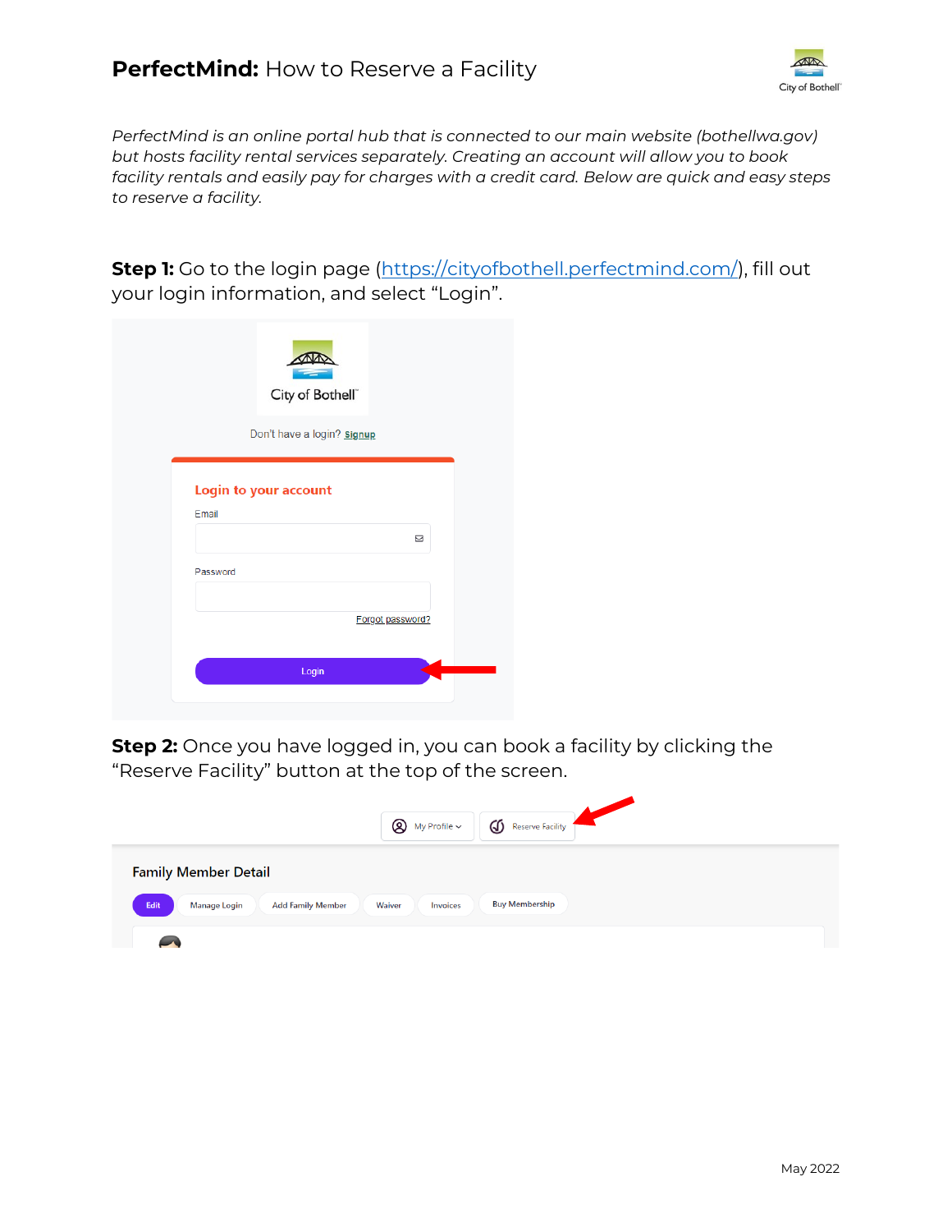# **PerfectMind:** How to Reserve a Facility

*PerfectMind is an online portal hub that is connected to our main website (bothellwa.gov) but hosts facility rental services separately. Creating an account will allow you to book facility rentals and easily pay for charges with a credit card. Below are quick and easy steps to reserve a facility.*

**Step 1:** Go to the login page (https://cityofbothell.perfectmind.com/), fill out your login information, and select "Login".

**Step 2:** Once you have logged in, you can book a facility by clicking the "Reserve Facility" button at the top of the screen.

May 2022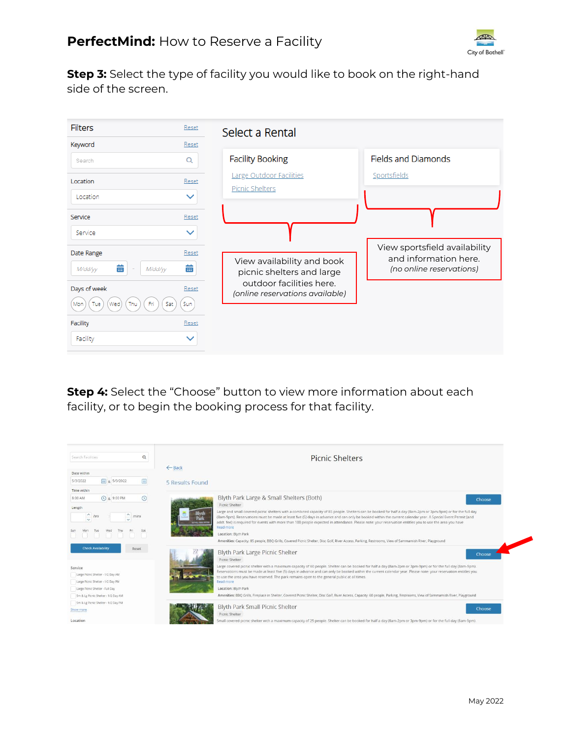**Step 3:** Select the type of facility you would like to book on the right-hand side of the screen.

Filters | Reset
Keyword | Reset
Search
Location | Reset
Location
Service | Reset
Service
Date Range | Reset
M/dd/yy - M/dd/yy
Days of week | Reset
Mon Tue Wed Thu Fri Sat Sun
Facility | Reset
Facility

Select a Rental

Facility Booking
Large Outdoor Facilities
Picnic Shelters

Fields and Diamonds
Sportsfields

View availability and book picnic shelters and large outdoor facilities here.
*(online reservations available)*

View sportsfield availability and information here.
*(no online reservations)*

**Step 4:** Select the "Choose" button to view more information about each facility, or to begin the booking process for that facility.

Picnic Shelters

← Back

5 Results Found

Blyth Park Large & Small Shelters (Both) — Choose
Picnic Shelter
Large and small covered picnic shelters with a combined capacity of 85 people. Shelters can be booked for half a day (8am-2pm or 3pm-9pm) or for the full day (8am-9pm). Reservations must be made at least five (5) days in advance and can only be booked within the current calendar year. A Special Event Permit (and addt. fee) is required for events with more than 100 people expected in attendance. Please note: your reservation entitles you to use the area you have
Read more
Location: Blyth Park
Amenities: Capacity: 85 people, BBQ Grills, Covered Picnic Shelter, Disc Golf, River Access, Parking, Restrooms, View of Sammamish River, Playground

Blyth Park Large Picnic Shelter — Choose
Picnic Shelter
Large covered picnic shelter with a maximum capacity of 60 people. Shelter can be booked for half a day (8am-2pm or 3pm-9pm) or for the full day (8am-9pm). Reservations must be made at least five (5) days in advance and can only be booked within the current calendar year. Please note: your reservation entitles you to use the area you have reserved. The park remains open to the general public at all times.
Read more
Location: Blyth Park
Amenities: BBQ Grills, Fireplace in Shelter, Covered Picnic Shelter, Disc Golf, River Access, Capacity: 60 people, Parking, Restrooms, View of Sammamish River, Playground

Blyth Park Small Picnic Shelter — Choose
Picnic Shelter
Small covered picnic shelter with a maximum capacity of 25 people. Shelter can be booked for half a day (8am-2pm or 3pm-9pm) or for the full day (8am-9pm).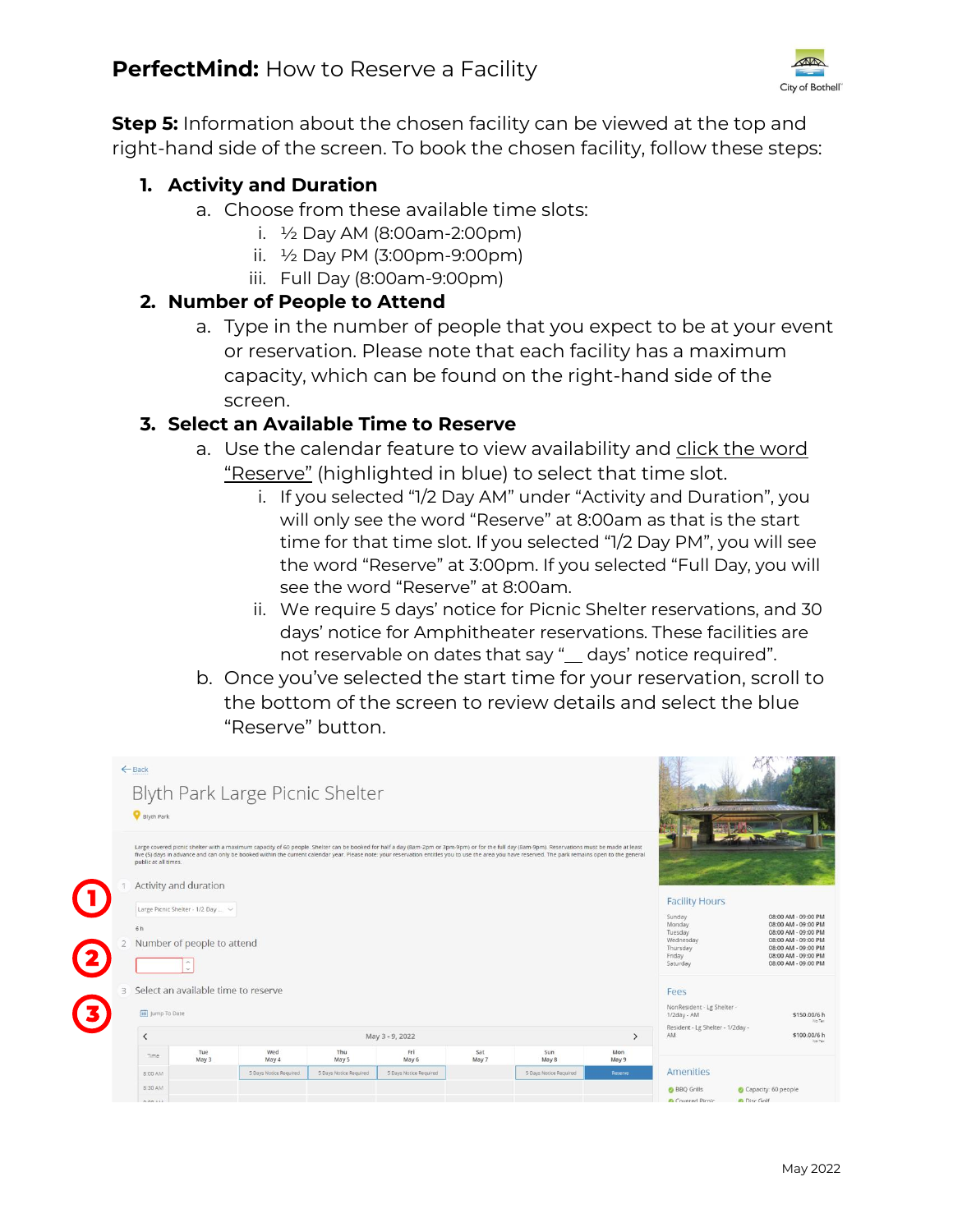**Step 5:** Information about the chosen facility can be viewed at the top and right-hand side of the screen. To book the chosen facility, follow these steps:

1. **Activity and Duration**
   a. Choose from these available time slots:
      i. ½ Day AM (8:00am-2:00pm)
      ii. ½ Day PM (3:00pm-9:00pm)
      iii. Full Day (8:00am-9:00pm)
2. **Number of People to Attend**
   a. Type in the number of people that you expect to be at your event or reservation. Please note that each facility has a maximum capacity, which can be found on the right-hand side of the screen.
3. **Select an Available Time to Reserve**
   a. Use the calendar feature to view availability and click the word "Reserve" (highlighted in blue) to select that time slot.
      i. If you selected "1/2 Day AM" under "Activity and Duration", you will only see the word "Reserve" at 8:00am as that is the start time for that time slot. If you selected "1/2 Day PM", you will see the word "Reserve" at 3:00pm. If you selected "Full Day, you will see the word "Reserve" at 8:00am.
      ii. We require 5 days' notice for Picnic Shelter reservations, and 30 days' notice for Amphitheater reservations. These facilities are not reservable on dates that say "__ days' notice required".
   b. Once you've selected the start time for your reservation, scroll to the bottom of the screen to review details and select the blue "Reserve" button.

May 2022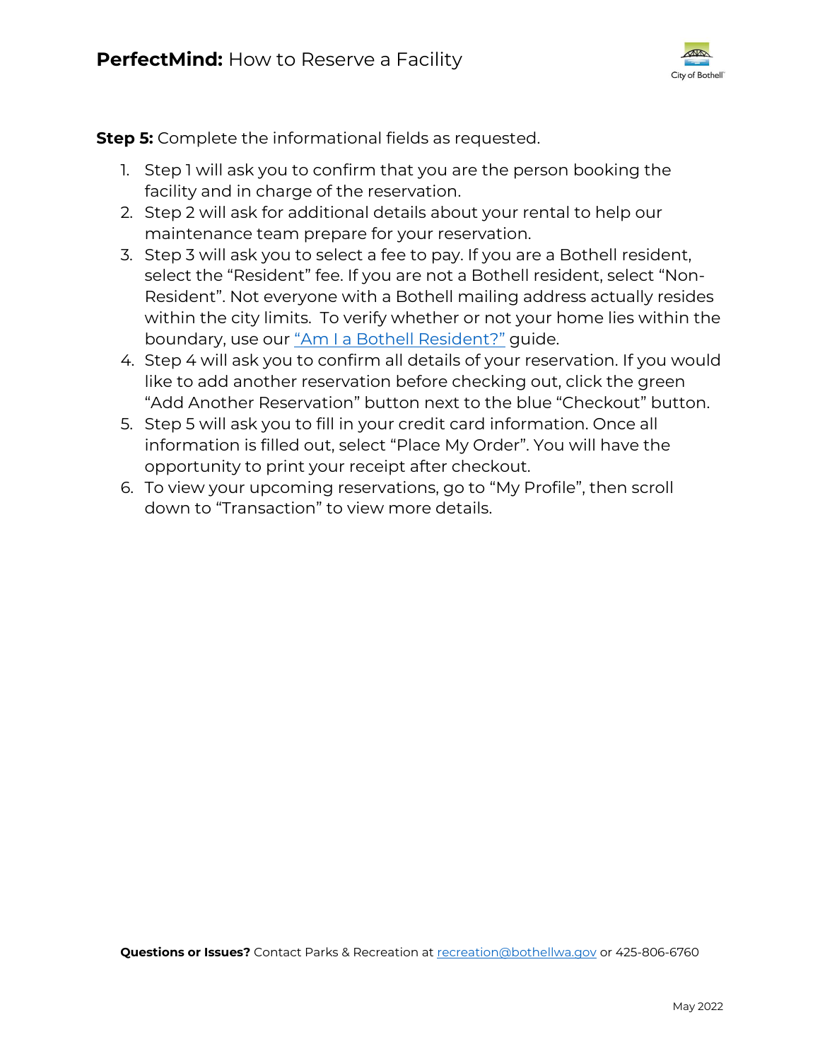**Step 5:** Complete the informational fields as requested.

1. Step 1 will ask you to confirm that you are the person booking the facility and in charge of the reservation.
2. Step 2 will ask for additional details about your rental to help our maintenance team prepare for your reservation.
3. Step 3 will ask you to select a fee to pay. If you are a Bothell resident, select the "Resident" fee. If you are not a Bothell resident, select "Non-Resident". Not everyone with a Bothell mailing address actually resides within the city limits. To verify whether or not your home lies within the boundary, use our "Am I a Bothell Resident?" guide.
4. Step 4 will ask you to confirm all details of your reservation. If you would like to add another reservation before checking out, click the green "Add Another Reservation" button next to the blue "Checkout" button.
5. Step 5 will ask you to fill in your credit card information. Once all information is filled out, select "Place My Order". You will have the opportunity to print your receipt after checkout.
6. To view your upcoming reservations, go to "My Profile", then scroll down to "Transaction" to view more details.

**Questions or Issues?** Contact Parks & Recreation at recreation@bothellwa.gov or 425-806-6760

May 2022